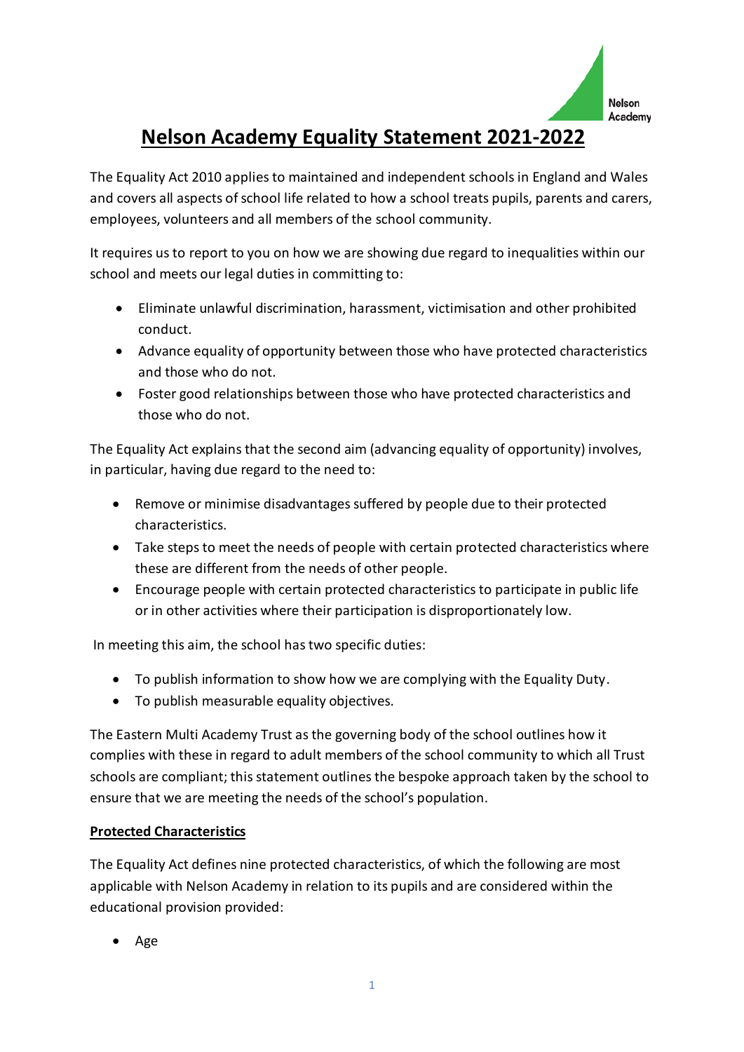# Nelson Academy Equality Statement 2021-2022

The Equality Act 2010 applies to maintained and independent schools in England and Wales and covers all aspects of school life related to how a school treats pupils, parents and carers, employees, volunteers and all members of the school community.

It requires us to report to you on how we are showing due regard to inequalities within our school and meets our legal duties in committing to:

- Eliminate unlawful discrimination, harassment, victimisation and other prohibited conduct.
- Advance equality of opportunity between those who have protected characteristics and those who do not.
- Foster good relationships between those who have protected characteristics and those who do not.

The Equality Act explains that the second aim (advancing equality of opportunity) involves, in particular, having due regard to the need to:

- Remove or minimise disadvantages suffered by people due to their protected characteristics.
- Take steps to meet the needs of people with certain protected characteristics where these are different from the needs of other people.
- Encourage people with certain protected characteristics to participate in public life or in other activities where their participation is disproportionately low.

In meeting this aim, the school has two specific duties:

- To publish information to show how we are complying with the Equality Duty.
- To publish measurable equality objectives.

The Eastern Multi Academy Trust as the governing body of the school outlines how it complies with these in regard to adult members of the school community to which all Trust schools are compliant; this statement outlines the bespoke approach taken by the school to ensure that we are meeting the needs of the school's population.

**Protected Characteristics**

The Equality Act defines nine protected characteristics, of which the following are most applicable with Nelson Academy in relation to its pupils and are considered within the educational provision provided:

- Age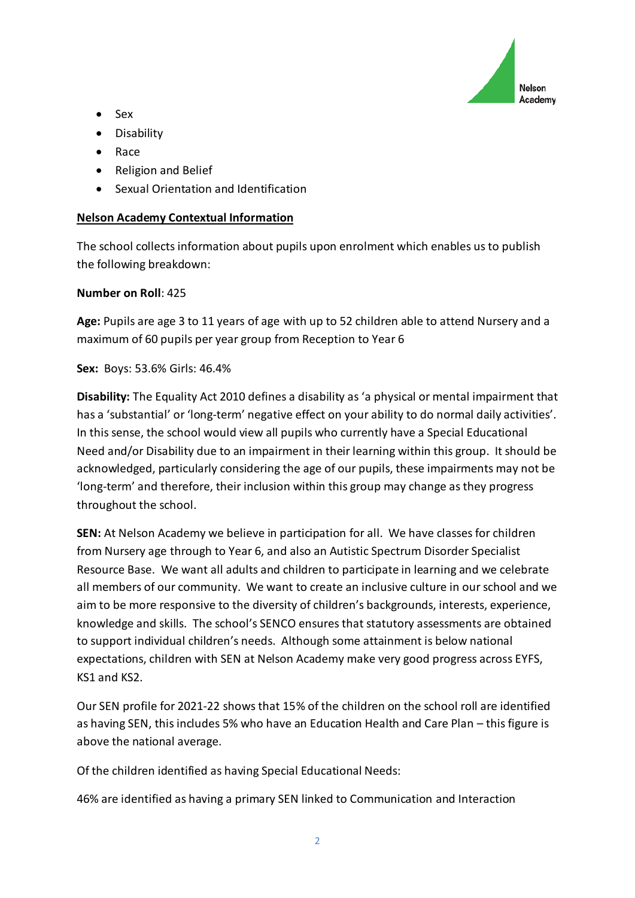- Sex
- Disability
- Race
- Religion and Belief
- Sexual Orientation and Identification

## Nelson Academy Contextual Information

The school collects information about pupils upon enrolment which enables us to publish the following breakdown:

**Number on Roll**: 425

**Age:** Pupils are age 3 to 11 years of age with up to 52 children able to attend Nursery and a maximum of 60 pupils per year group from Reception to Year 6

**Sex:** Boys: 53.6% Girls: 46.4%

**Disability:** The Equality Act 2010 defines a disability as 'a physical or mental impairment that has a 'substantial' or 'long-term' negative effect on your ability to do normal daily activities'. In this sense, the school would view all pupils who currently have a Special Educational Need and/or Disability due to an impairment in their learning within this group. It should be acknowledged, particularly considering the age of our pupils, these impairments may not be 'long-term' and therefore, their inclusion within this group may change as they progress throughout the school.

**SEN:** At Nelson Academy we believe in participation for all. We have classes for children from Nursery age through to Year 6, and also an Autistic Spectrum Disorder Specialist Resource Base. We want all adults and children to participate in learning and we celebrate all members of our community. We want to create an inclusive culture in our school and we aim to be more responsive to the diversity of children's backgrounds, interests, experience, knowledge and skills. The school's SENCO ensures that statutory assessments are obtained to support individual children's needs. Although some attainment is below national expectations, children with SEN at Nelson Academy make very good progress across EYFS, KS1 and KS2.

Our SEN profile for 2021-22 shows that 15% of the children on the school roll are identified as having SEN, this includes 5% who have an Education Health and Care Plan – this figure is above the national average.

Of the children identified as having Special Educational Needs:

46% are identified as having a primary SEN linked to Communication and Interaction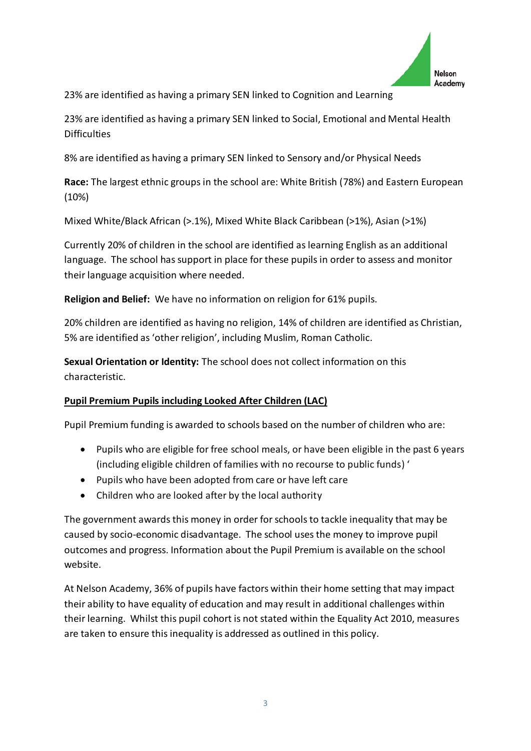23% are identified as having a primary SEN linked to Cognition and Learning

23% are identified as having a primary SEN linked to Social, Emotional and Mental Health Difficulties

8% are identified as having a primary SEN linked to Sensory and/or Physical Needs

**Race:** The largest ethnic groups in the school are: White British (78%) and Eastern European (10%)

Mixed White/Black African (>.1%), Mixed White Black Caribbean (>1%), Asian (>1%)

Currently 20% of children in the school are identified as learning English as an additional language. The school has support in place for these pupils in order to assess and monitor their language acquisition where needed.

**Religion and Belief:** We have no information on religion for 61% pupils.

20% children are identified as having no religion, 14% of children are identified as Christian, 5% are identified as 'other religion', including Muslim, Roman Catholic.

**Sexual Orientation or Identity:** The school does not collect information on this characteristic.

**Pupil Premium Pupils including Looked After Children (LAC)**

Pupil Premium funding is awarded to schools based on the number of children who are:

- Pupils who are eligible for free school meals, or have been eligible in the past 6 years (including eligible children of families with no recourse to public funds) '
- Pupils who have been adopted from care or have left care
- Children who are looked after by the local authority

The government awards this money in order for schools to tackle inequality that may be caused by socio-economic disadvantage. The school uses the money to improve pupil outcomes and progress. Information about the Pupil Premium is available on the school website.

At Nelson Academy, 36% of pupils have factors within their home setting that may impact their ability to have equality of education and may result in additional challenges within their learning. Whilst this pupil cohort is not stated within the Equality Act 2010, measures are taken to ensure this inequality is addressed as outlined in this policy.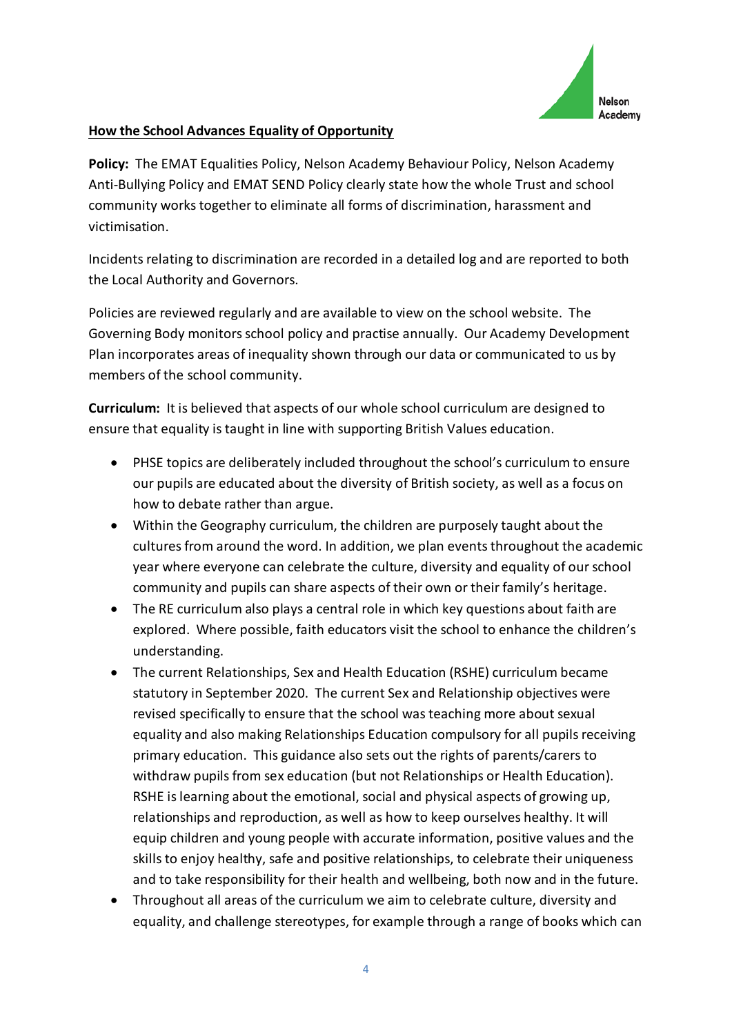**How the School Advances Equality of Opportunity**

**Policy:** The EMAT Equalities Policy, Nelson Academy Behaviour Policy, Nelson Academy Anti-Bullying Policy and EMAT SEND Policy clearly state how the whole Trust and school community works together to eliminate all forms of discrimination, harassment and victimisation.

Incidents relating to discrimination are recorded in a detailed log and are reported to both the Local Authority and Governors.

Policies are reviewed regularly and are available to view on the school website. The Governing Body monitors school policy and practise annually. Our Academy Development Plan incorporates areas of inequality shown through our data or communicated to us by members of the school community.

**Curriculum:** It is believed that aspects of our whole school curriculum are designed to ensure that equality is taught in line with supporting British Values education.

- PHSE topics are deliberately included throughout the school's curriculum to ensure our pupils are educated about the diversity of British society, as well as a focus on how to debate rather than argue.
- Within the Geography curriculum, the children are purposely taught about the cultures from around the word. In addition, we plan events throughout the academic year where everyone can celebrate the culture, diversity and equality of our school community and pupils can share aspects of their own or their family's heritage.
- The RE curriculum also plays a central role in which key questions about faith are explored. Where possible, faith educators visit the school to enhance the children's understanding.
- The current Relationships, Sex and Health Education (RSHE) curriculum became statutory in September 2020. The current Sex and Relationship objectives were revised specifically to ensure that the school was teaching more about sexual equality and also making Relationships Education compulsory for all pupils receiving primary education. This guidance also sets out the rights of parents/carers to withdraw pupils from sex education (but not Relationships or Health Education). RSHE is learning about the emotional, social and physical aspects of growing up, relationships and reproduction, as well as how to keep ourselves healthy. It will equip children and young people with accurate information, positive values and the skills to enjoy healthy, safe and positive relationships, to celebrate their uniqueness and to take responsibility for their health and wellbeing, both now and in the future.
- Throughout all areas of the curriculum we aim to celebrate culture, diversity and equality, and challenge stereotypes, for example through a range of books which can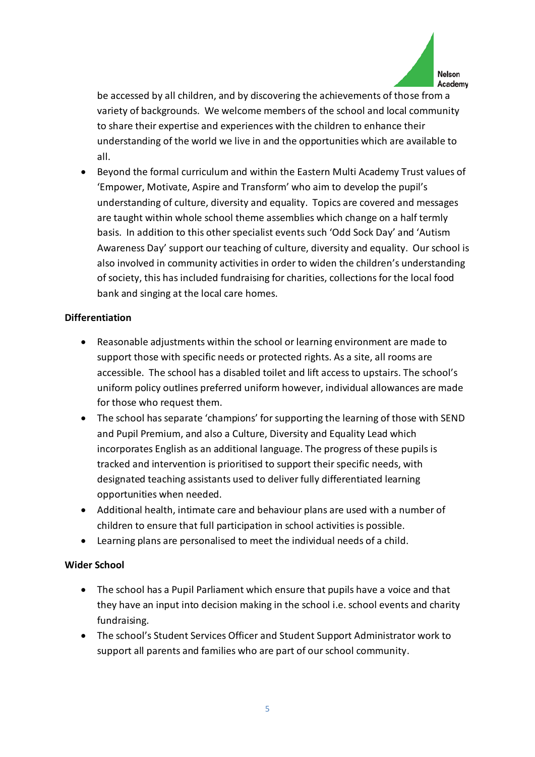be accessed by all children, and by discovering the achievements of those from a variety of backgrounds. We welcome members of the school and local community to share their expertise and experiences with the children to enhance their understanding of the world we live in and the opportunities which are available to all.

- Beyond the formal curriculum and within the Eastern Multi Academy Trust values of 'Empower, Motivate, Aspire and Transform' who aim to develop the pupil's understanding of culture, diversity and equality. Topics are covered and messages are taught within whole school theme assemblies which change on a half termly basis. In addition to this other specialist events such 'Odd Sock Day' and 'Autism Awareness Day' support our teaching of culture, diversity and equality. Our school is also involved in community activities in order to widen the children's understanding of society, this has included fundraising for charities, collections for the local food bank and singing at the local care homes.

**Differentiation**

- Reasonable adjustments within the school or learning environment are made to support those with specific needs or protected rights. As a site, all rooms are accessible. The school has a disabled toilet and lift access to upstairs. The school's uniform policy outlines preferred uniform however, individual allowances are made for those who request them.
- The school has separate 'champions' for supporting the learning of those with SEND and Pupil Premium, and also a Culture, Diversity and Equality Lead which incorporates English as an additional language. The progress of these pupils is tracked and intervention is prioritised to support their specific needs, with designated teaching assistants used to deliver fully differentiated learning opportunities when needed.
- Additional health, intimate care and behaviour plans are used with a number of children to ensure that full participation in school activities is possible.
- Learning plans are personalised to meet the individual needs of a child.

**Wider School**

- The school has a Pupil Parliament which ensure that pupils have a voice and that they have an input into decision making in the school i.e. school events and charity fundraising.
- The school's Student Services Officer and Student Support Administrator work to support all parents and families who are part of our school community.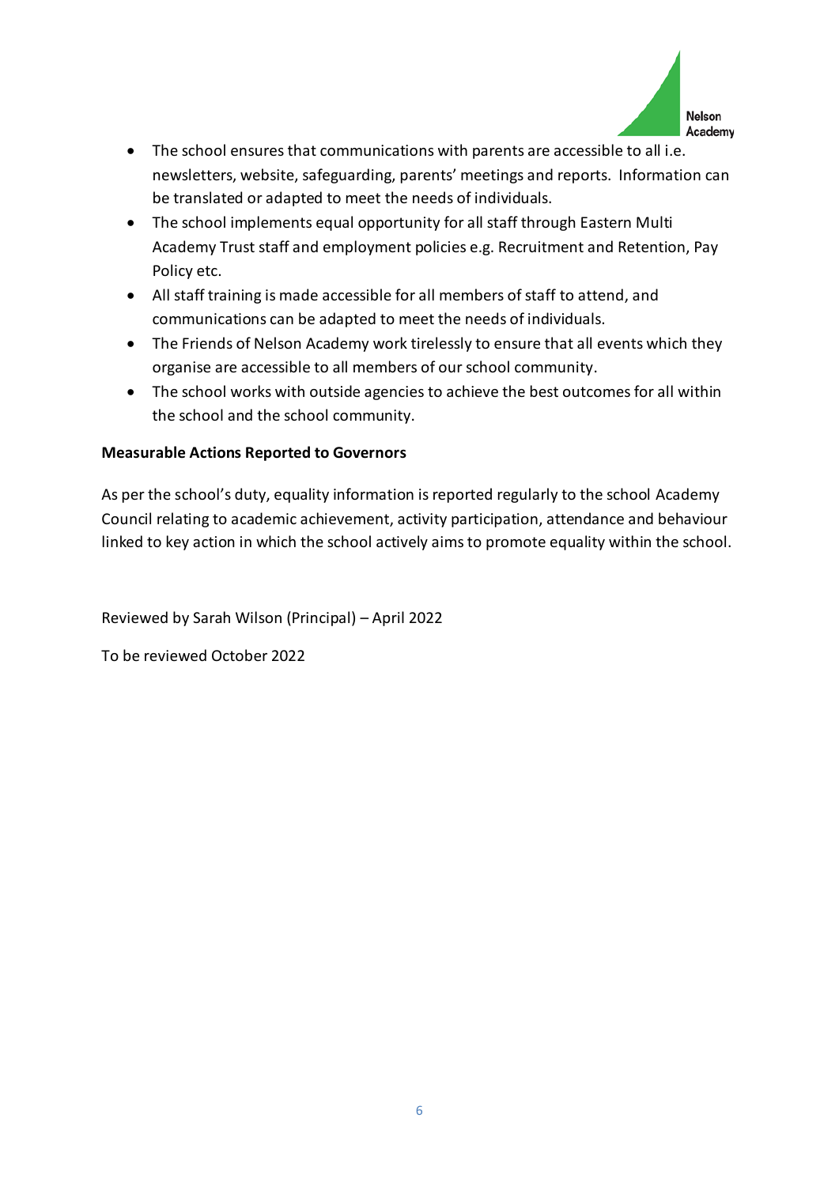- The school ensures that communications with parents are accessible to all i.e. newsletters, website, safeguarding, parents' meetings and reports. Information can be translated or adapted to meet the needs of individuals.
- The school implements equal opportunity for all staff through Eastern Multi Academy Trust staff and employment policies e.g. Recruitment and Retention, Pay Policy etc.
- All staff training is made accessible for all members of staff to attend, and communications can be adapted to meet the needs of individuals.
- The Friends of Nelson Academy work tirelessly to ensure that all events which they organise are accessible to all members of our school community.
- The school works with outside agencies to achieve the best outcomes for all within the school and the school community.

**Measurable Actions Reported to Governors**

As per the school's duty, equality information is reported regularly to the school Academy Council relating to academic achievement, activity participation, attendance and behaviour linked to key action in which the school actively aims to promote equality within the school.

Reviewed by Sarah Wilson (Principal) – April 2022

To be reviewed October 2022